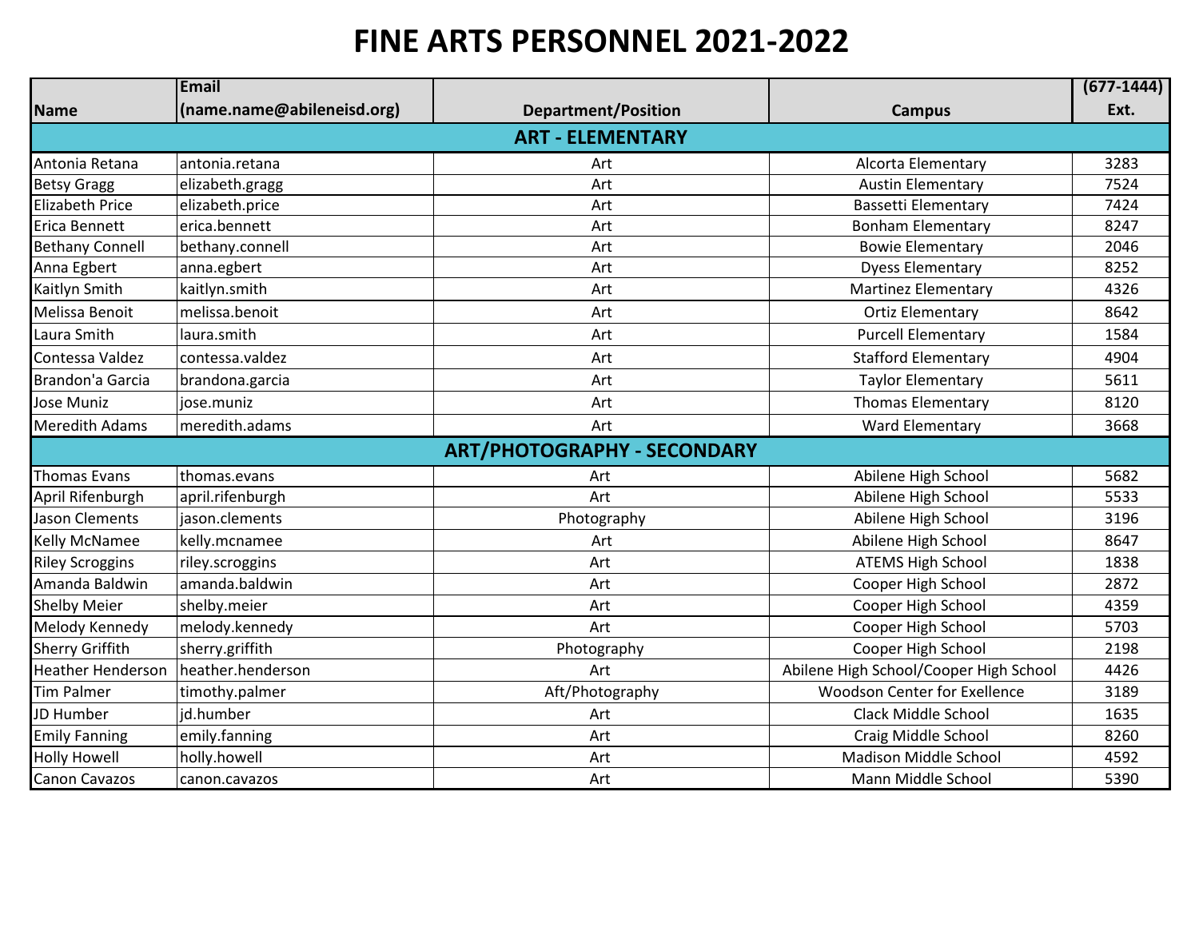# FINE ARTS PERSONNEL 2021-2022

| Name | Email (name.name@abileneisd.org) | Department/Position | Campus | (677-1444) Ext. |
|---|---|---|---|---|
| **ART - ELEMENTARY** | | | | |
| Antonia Retana | antonia.retana | Art | Alcorta Elementary | 3283 |
| Betsy Gragg | elizabeth.gragg | Art | Austin Elementary | 7524 |
| Elizabeth Price | elizabeth.price | Art | Bassetti Elementary | 7424 |
| Erica Bennett | erica.bennett | Art | Bonham Elementary | 8247 |
| Bethany Connell | bethany.connell | Art | Bowie Elementary | 2046 |
| Anna Egbert | anna.egbert | Art | Dyess Elementary | 8252 |
| Kaitlyn Smith | kaitlyn.smith | Art | Martinez Elementary | 4326 |
| Melissa Benoit | melissa.benoit | Art | Ortiz Elementary | 8642 |
| Laura Smith | laura.smith | Art | Purcell Elementary | 1584 |
| Contessa Valdez | contessa.valdez | Art | Stafford Elementary | 4904 |
| Brandon'a Garcia | brandona.garcia | Art | Taylor Elementary | 5611 |
| Jose Muniz | jose.muniz | Art | Thomas Elementary | 8120 |
| Meredith Adams | meredith.adams | Art | Ward Elementary | 3668 |
| **ART/PHOTOGRAPHY - SECONDARY** | | | | |
| Thomas Evans | thomas.evans | Art | Abilene High School | 5682 |
| April Rifenburgh | april.rifenburgh | Art | Abilene High School | 5533 |
| Jason Clements | jason.clements | Photography | Abilene High School | 3196 |
| Kelly McNamee | kelly.mcnamee | Art | Abilene High School | 8647 |
| Riley Scroggins | riley.scroggins | Art | ATEMS High School | 1838 |
| Amanda Baldwin | amanda.baldwin | Art | Cooper High School | 2872 |
| Shelby Meier | shelby.meier | Art | Cooper High School | 4359 |
| Melody Kennedy | melody.kennedy | Art | Cooper High School | 5703 |
| Sherry Griffith | sherry.griffith | Photography | Cooper High School | 2198 |
| Heather Henderson | heather.henderson | Art | Abilene High School/Cooper High School | 4426 |
| Tim Palmer | timothy.palmer | Aft/Photography | Woodson Center for Exellence | 3189 |
| JD Humber | jd.humber | Art | Clack Middle School | 1635 |
| Emily Fanning | emily.fanning | Art | Craig Middle School | 8260 |
| Holly Howell | holly.howell | Art | Madison Middle School | 4592 |
| Canon Cavazos | canon.cavazos | Art | Mann Middle School | 5390 |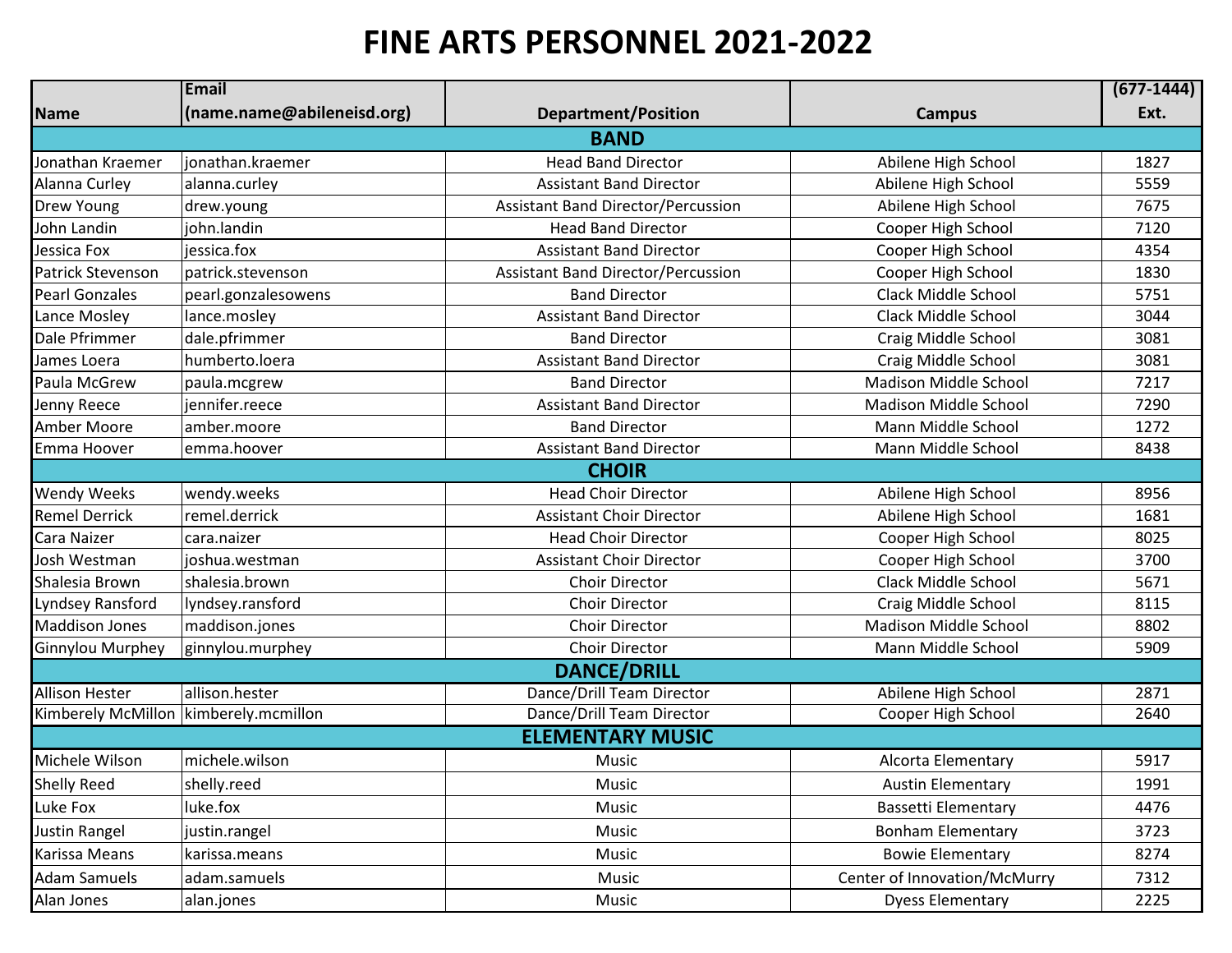# FINE ARTS PERSONNEL 2021-2022

| Name | Email (name.name@abileneisd.org) | Department/Position | Campus | (677-1444) Ext. |
|---|---|---|---|---|
| **BAND** | | | | |
| Jonathan Kraemer | jonathan.kraemer | Head Band Director | Abilene High School | 1827 |
| Alanna Curley | alanna.curley | Assistant Band Director | Abilene High School | 5559 |
| Drew Young | drew.young | Assistant Band Director/Percussion | Abilene High School | 7675 |
| John Landin | john.landin | Head Band Director | Cooper High School | 7120 |
| Jessica Fox | jessica.fox | Assistant Band Director | Cooper High School | 4354 |
| Patrick Stevenson | patrick.stevenson | Assistant Band Director/Percussion | Cooper High School | 1830 |
| Pearl Gonzales | pearl.gonzalesowens | Band Director | Clack Middle School | 5751 |
| Lance Mosley | lance.mosley | Assistant Band Director | Clack Middle School | 3044 |
| Dale Pfrimmer | dale.pfrimmer | Band Director | Craig Middle School | 3081 |
| James Loera | humberto.loera | Assistant Band Director | Craig Middle School | 3081 |
| Paula McGrew | paula.mcgrew | Band Director | Madison Middle School | 7217 |
| Jenny Reece | jennifer.reece | Assistant Band Director | Madison Middle School | 7290 |
| Amber Moore | amber.moore | Band Director | Mann Middle School | 1272 |
| Emma Hoover | emma.hoover | Assistant Band Director | Mann Middle School | 8438 |
| **CHOIR** | | | | |
| Wendy Weeks | wendy.weeks | Head Choir Director | Abilene High School | 8956 |
| Remel Derrick | remel.derrick | Assistant Choir Director | Abilene High School | 1681 |
| Cara Naizer | cara.naizer | Head Choir Director | Cooper High School | 8025 |
| Josh Westman | joshua.westman | Assistant Choir Director | Cooper High School | 3700 |
| Shalesia Brown | shalesia.brown | Choir Director | Clack Middle School | 5671 |
| Lyndsey Ransford | lyndsey.ransford | Choir Director | Craig Middle School | 8115 |
| Maddison Jones | maddison.jones | Choir Director | Madison Middle School | 8802 |
| Ginnylou Murphey | ginnylou.murphey | Choir Director | Mann Middle School | 5909 |
| **DANCE/DRILL** | | | | |
| Allison Hester | allison.hester | Dance/Drill Team Director | Abilene High School | 2871 |
| Kimberely McMillon | kimberely.mcmillon | Dance/Drill Team Director | Cooper High School | 2640 |
| **ELEMENTARY MUSIC** | | | | |
| Michele Wilson | michele.wilson | Music | Alcorta Elementary | 5917 |
| Shelly Reed | shelly.reed | Music | Austin Elementary | 1991 |
| Luke Fox | luke.fox | Music | Bassetti Elementary | 4476 |
| Justin Rangel | justin.rangel | Music | Bonham Elementary | 3723 |
| Karissa Means | karissa.means | Music | Bowie Elementary | 8274 |
| Adam Samuels | adam.samuels | Music | Center of Innovation/McMurry | 7312 |
| Alan Jones | alan.jones | Music | Dyess Elementary | 2225 |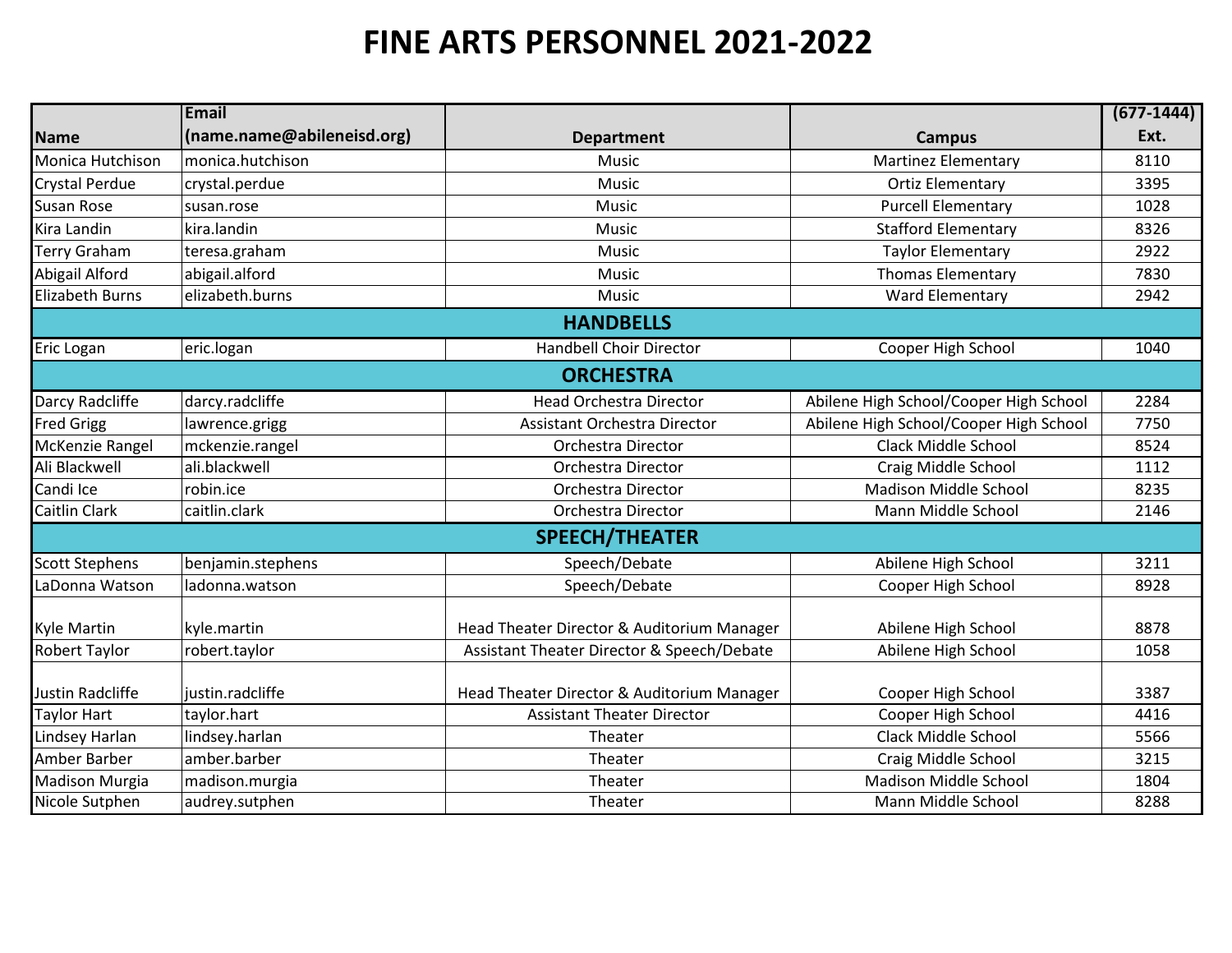# FINE ARTS PERSONNEL 2021-2022

| Name | Email (name.name@abileneisd.org) | Department | Campus | (677-1444) Ext. |
|---|---|---|---|---|
| Monica Hutchison | monica.hutchison | Music | Martinez Elementary | 8110 |
| Crystal Perdue | crystal.perdue | Music | Ortiz Elementary | 3395 |
| Susan Rose | susan.rose | Music | Purcell Elementary | 1028 |
| Kira Landin | kira.landin | Music | Stafford Elementary | 8326 |
| Terry Graham | teresa.graham | Music | Taylor Elementary | 2922 |
| Abigail Alford | abigail.alford | Music | Thomas Elementary | 7830 |
| Elizabeth Burns | elizabeth.burns | Music | Ward Elementary | 2942 |
| **HANDBELLS** | | | | |
| Eric Logan | eric.logan | Handbell Choir Director | Cooper High School | 1040 |
| **ORCHESTRA** | | | | |
| Darcy Radcliffe | darcy.radcliffe | Head Orchestra Director | Abilene High School/Cooper High School | 2284 |
| Fred Grigg | lawrence.grigg | Assistant Orchestra Director | Abilene High School/Cooper High School | 7750 |
| McKenzie Rangel | mckenzie.rangel | Orchestra Director | Clack Middle School | 8524 |
| Ali Blackwell | ali.blackwell | Orchestra Director | Craig Middle School | 1112 |
| Candi Ice | robin.ice | Orchestra Director | Madison Middle School | 8235 |
| Caitlin Clark | caitlin.clark | Orchestra Director | Mann Middle School | 2146 |
| **SPEECH/THEATER** | | | | |
| Scott Stephens | benjamin.stephens | Speech/Debate | Abilene High School | 3211 |
| LaDonna Watson | ladonna.watson | Speech/Debate | Cooper High School | 8928 |
| Kyle Martin | kyle.martin | Head Theater Director & Auditorium Manager | Abilene High School | 8878 |
| Robert Taylor | robert.taylor | Assistant Theater Director & Speech/Debate | Abilene High School | 1058 |
| Justin Radcliffe | justin.radcliffe | Head Theater Director & Auditorium Manager | Cooper High School | 3387 |
| Taylor Hart | taylor.hart | Assistant Theater Director | Cooper High School | 4416 |
| Lindsey Harlan | lindsey.harlan | Theater | Clack Middle School | 5566 |
| Amber Barber | amber.barber | Theater | Craig Middle School | 3215 |
| Madison Murgia | madison.murgia | Theater | Madison Middle School | 1804 |
| Nicole Sutphen | audrey.sutphen | Theater | Mann Middle School | 8288 |